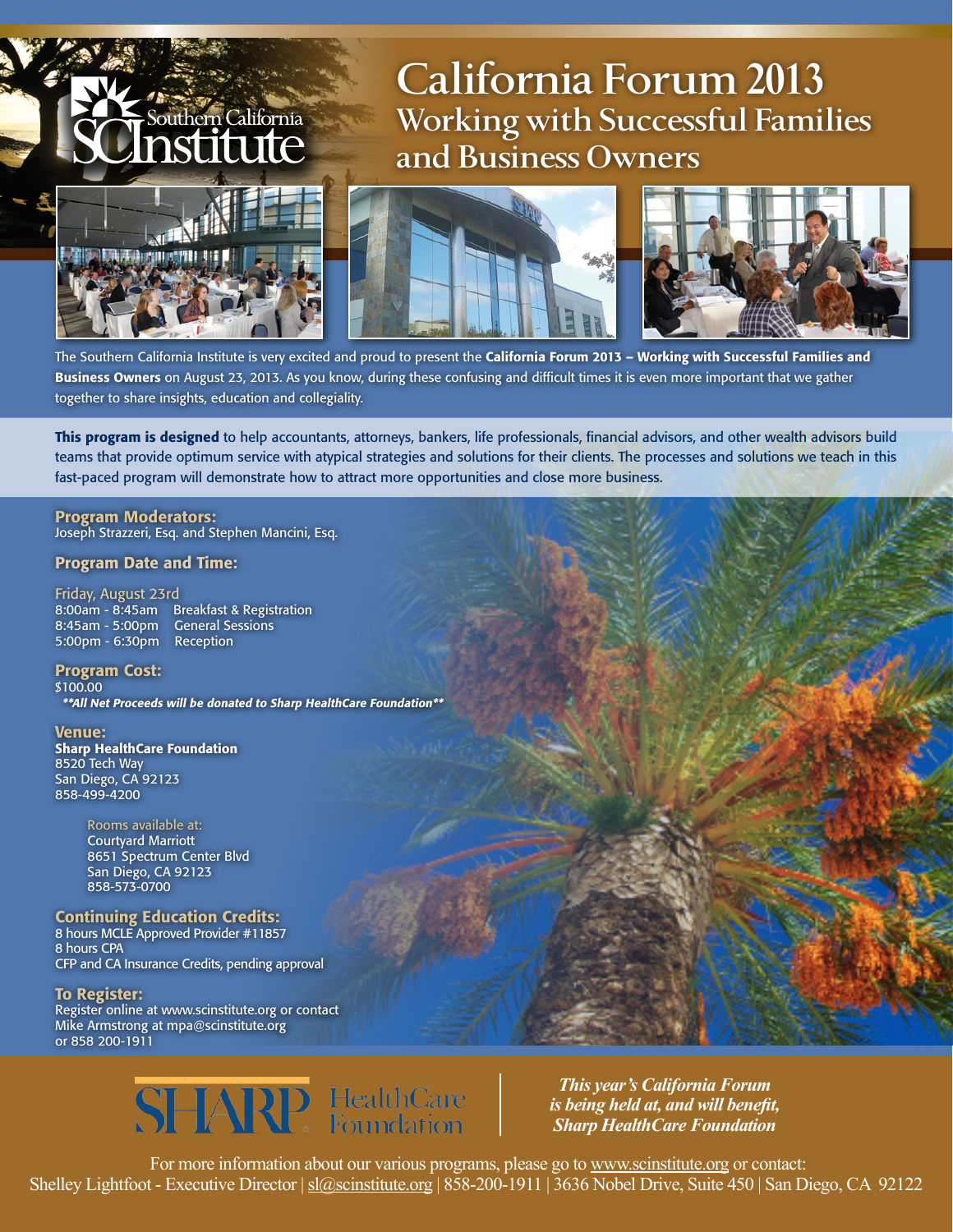Southern California SCInstitute

# California Forum 2013
## Working with Successful Families and Business Owners

The Southern California Institute is very excited and proud to present the **California Forum 2013 – Working with Successful Families and Business Owners** on August 23, 2013. As you know, during these confusing and difficult times it is even more important that we gather together to share insights, education and collegiality.

**This program is designed** to help accountants, attorneys, bankers, life professionals, financial advisors, and other wealth advisors build teams that provide optimum service with atypical strategies and solutions for their clients. The processes and solutions we teach in this fast-paced program will demonstrate how to attract more opportunities and close more business.

### Program Moderators:
Joseph Strazzeri, Esq. and Stephen Mancini, Esq.

### Program Date and Time:

Friday, August 23rd
8:00am - 8:45am Breakfast & Registration
8:45am - 5:00pm General Sessions
5:00pm - 6:30pm Reception

### Program Cost:
$100.00
***All Net Proceeds will be donated to Sharp HealthCare Foundation***

### Venue:
**Sharp HealthCare Foundation**
8520 Tech Way
San Diego, CA 92123
858-499-4200

Rooms available at:
Courtyard Marriott
8651 Spectrum Center Blvd
San Diego, CA 92123
858-573-0700

### Continuing Education Credits:
8 hours MCLE Approved Provider #11857
8 hours CPA
CFP and CA Insurance Credits, pending approval

### To Register:
Register online at www.scinstitute.org or contact Mike Armstrong at mpa@scinstitute.org or 858 200-1911

SHARP HealthCare Foundation

***This year's California Forum is being held at, and will benefit, Sharp HealthCare Foundation***

For more information about our various programs, please go to www.scinstitute.org or contact:
Shelley Lightfoot - Executive Director | sl@scinstitute.org | 858-200-1911 | 3636 Nobel Drive, Suite 450 | San Diego, CA 92122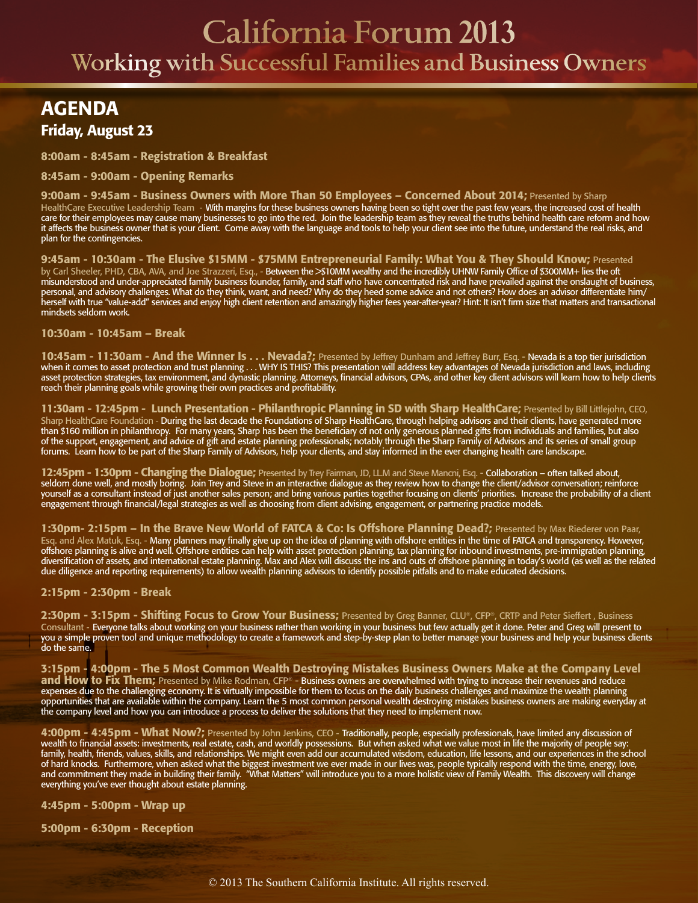# California Forum 2013

## Working with Successful Families and Business Owners

## AGENDA

### Friday, August 23

**8:00am - 8:45am - Registration & Breakfast**

**8:45am - 9:00am - Opening Remarks**

**9:00am - 9:45am - Business Owners with More Than 50 Employees – Concerned About 2014;** Presented by Sharp HealthCare Executive Leadership Team - With margins for these business owners having been so tight over the past few years, the increased cost of health care for their employees may cause many businesses to go into the red. Join the leadership team as they reveal the truths behind health care reform and how it affects the business owner that is your client. Come away with the language and tools to help your client see into the future, understand the real risks, and plan for the contingencies.

**9:45am - 10:30am - The Elusive $15MM - $75MM Entrepreneurial Family: What You & They Should Know;** Presented by Carl Sheeler, PHD, CBA, AVA, and Joe Strazzeri, Esq., - Between the >$10MM wealthy and the incredibly UHNW Family Office of $300MM+ lies the oft misunderstood and under-appreciated family business founder, family, and staff who have concentrated risk and have prevailed against the onslaught of business, personal, and advisory challenges. What do they think, want, and need? Why do they heed some advice and not others? How does an advisor differentiate him/herself with true "value-add" services and enjoy high client retention and amazingly higher fees year-after-year? Hint: It isn't firm size that matters and transactional mindsets seldom work.

**10:30am - 10:45am – Break**

**10:45am - 11:30am - And the Winner Is . . . Nevada?;** Presented by Jeffrey Dunham and Jeffrey Burr, Esq. - Nevada is a top tier jurisdiction when it comes to asset protection and trust planning . . . WHY IS THIS? This presentation will address key advantages of Nevada jurisdiction and laws, including asset protection strategies, tax environment, and dynastic planning. Attorneys, financial advisors, CPAs, and other key client advisors will learn how to help clients reach their planning goals while growing their own practices and profitability.

**11:30am - 12:45pm - Lunch Presentation - Philanthropic Planning in SD with Sharp HealthCare;** Presented by Bill Littlejohn, CEO, Sharp HealthCare Foundation - During the last decade the Foundations of Sharp HealthCare, through helping advisors and their clients, have generated more than $160 million in philanthropy. For many years, Sharp has been the beneficiary of not only generous planned gifts from individuals and families, but also of the support, engagement, and advice of gift and estate planning professionals; notably through the Sharp Family of Advisors and its series of small group forums. Learn how to be part of the Sharp Family of Advisors, help your clients, and stay informed in the ever changing health care landscape.

**12:45pm - 1:30pm - Changing the Dialogue;** Presented by Trey Fairman, JD, LL.M and Steve Mancni, Esq. - Collaboration – often talked about, seldom done well, and mostly boring. Join Trey and Steve in an interactive dialogue as they review how to change the client/advisor conversation; reinforce yourself as a consultant instead of just another sales person; and bring various parties together focusing on clients' priorities. Increase the probability of a client engagement through financial/legal strategies as well as choosing from client advising, engagement, or partnering practice models.

**1:30pm- 2:15pm – In the Brave New World of FATCA & Co: Is Offshore Planning Dead?;** Presented by Max Riederer von Paar, Esq. and Alex Matuk, Esq. - Many planners may finally give up on the idea of planning with offshore entities in the time of FATCA and transparency. However, offshore planning is alive and well. Offshore entities can help with asset protection planning, tax planning for inbound investments, pre-immigration planning, diversification of assets, and international estate planning. Max and Alex will discuss the ins and outs of offshore planning in today's world (as well as the related due diligence and reporting requirements) to allow wealth planning advisors to identify possible pitfalls and to make educated decisions.

**2:15pm - 2:30pm - Break**

**2:30pm - 3:15pm - Shifting Focus to Grow Your Business;** Presented by Greg Banner, CLU®, CFP®, CRTP and Peter Sieffert , Business Consultant - Everyone talks about working on your business rather than working in your business but few actually get it done. Peter and Greg will present to you a simple proven tool and unique methodology to create a framework and step-by-step plan to better manage your business and help your business clients do the same.

**3:15pm - 4:00pm - The 5 Most Common Wealth Destroying Mistakes Business Owners Make at the Company Level and How to Fix Them;** Presented by Mike Rodman, CFP® - Business owners are overwhelmed with trying to increase their revenues and reduce expenses due to the challenging economy. It is virtually impossible for them to focus on the daily business challenges and maximize the wealth planning opportunities that are available within the company. Learn the 5 most common personal wealth destroying mistakes business owners are making everyday at the company level and how you can introduce a process to deliver the solutions that they need to implement now.

**4:00pm - 4:45pm - What Now?;** Presented by John Jenkins, CEO - Traditionally, people, especially professionals, have limited any discussion of wealth to financial assets: investments, real estate, cash, and worldly possessions. But when asked what we value most in life the majority of people say: family, health, friends, values, skills, and relationships. We might even add our accumulated wisdom, education, life lessons, and our experiences in the school of hard knocks. Furthermore, when asked what the biggest investment we ever made in our lives was, people typically respond with the time, energy, love, and commitment they made in building their family. "What Matters" will introduce you to a more holistic view of Family Wealth. This discovery will change everything you've ever thought about estate planning.

**4:45pm - 5:00pm - Wrap up**

**5:00pm - 6:30pm - Reception**

© 2013 The Southern California Institute. All rights reserved.